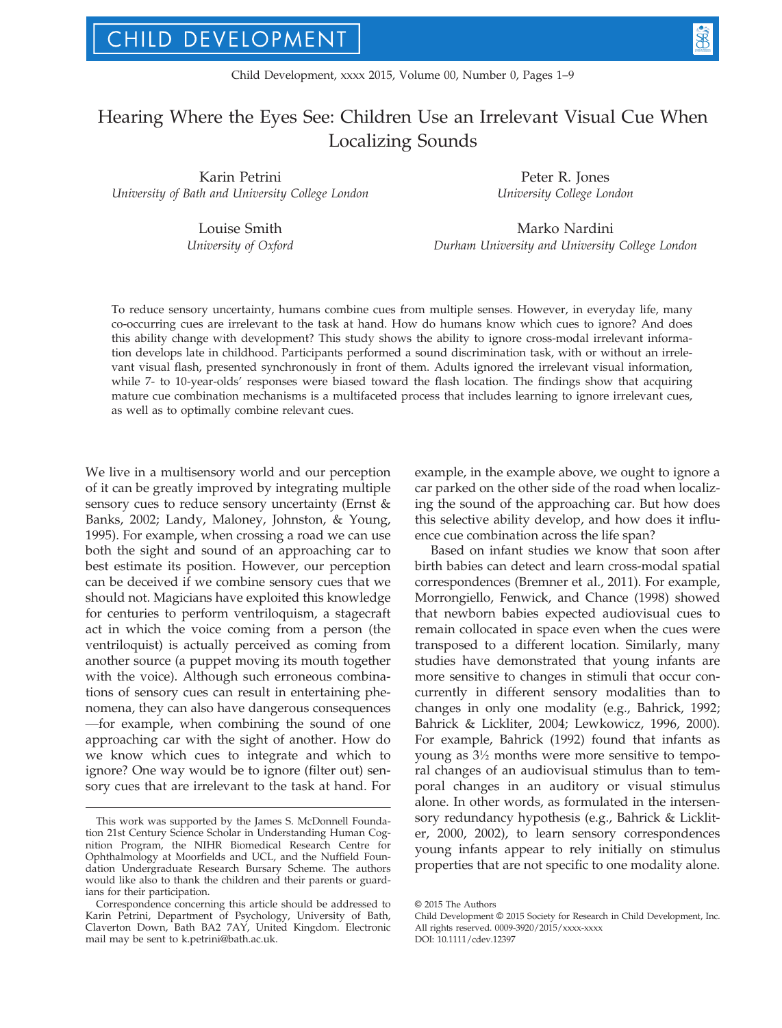# Hearing Where the Eyes See: Children Use an Irrelevant Visual Cue When Localizing Sounds

Karin Petrini
*University of Bath and University College London*

Peter R. Jones
*University College London*

Louise Smith
*University of Oxford*

Marko Nardini
*Durham University and University College London*

To reduce sensory uncertainty, humans combine cues from multiple senses. However, in everyday life, many co-occurring cues are irrelevant to the task at hand. How do humans know which cues to ignore? And does this ability change with development? This study shows the ability to ignore cross-modal irrelevant information develops late in childhood. Participants performed a sound discrimination task, with or without an irrelevant visual flash, presented synchronously in front of them. Adults ignored the irrelevant visual information, while 7- to 10-year-olds' responses were biased toward the flash location. The findings show that acquiring mature cue combination mechanisms is a multifaceted process that includes learning to ignore irrelevant cues, as well as to optimally combine relevant cues.

We live in a multisensory world and our perception of it can be greatly improved by integrating multiple sensory cues to reduce sensory uncertainty (Ernst & Banks, 2002; Landy, Maloney, Johnston, & Young, 1995). For example, when crossing a road we can use both the sight and sound of an approaching car to best estimate its position. However, our perception can be deceived if we combine sensory cues that we should not. Magicians have exploited this knowledge for centuries to perform ventriloquism, a stagecraft act in which the voice coming from a person (the ventriloquist) is actually perceived as coming from another source (a puppet moving its mouth together with the voice). Although such erroneous combinations of sensory cues can result in entertaining phenomena, they can also have dangerous consequences —for example, when combining the sound of one approaching car with the sight of another. How do we know which cues to integrate and which to ignore? One way would be to ignore (filter out) sensory cues that are irrelevant to the task at hand. For example, in the example above, we ought to ignore a car parked on the other side of the road when localizing the sound of the approaching car. But how does this selective ability develop, and how does it influence cue combination across the life span?

Based on infant studies we know that soon after birth babies can detect and learn cross-modal spatial correspondences (Bremner et al., 2011). For example, Morrongiello, Fenwick, and Chance (1998) showed that newborn babies expected audiovisual cues to remain collocated in space even when the cues were transposed to a different location. Similarly, many studies have demonstrated that young infants are more sensitive to changes in stimuli that occur concurrently in different sensory modalities than to changes in only one modality (e.g., Bahrick, 1992; Bahrick & Lickliter, 2004; Lewkowicz, 1996, 2000). For example, Bahrick (1992) found that infants as young as 3½ months were more sensitive to temporal changes of an audiovisual stimulus than to temporal changes in an auditory or visual stimulus alone. In other words, as formulated in the intersensory redundancy hypothesis (e.g., Bahrick & Lickliter, 2000, 2002), to learn sensory correspondences young infants appear to rely initially on stimulus properties that are not specific to one modality alone.

This work was supported by the James S. McDonnell Foundation 21st Century Science Scholar in Understanding Human Cognition Program, the NIHR Biomedical Research Centre for Ophthalmology at Moorfields and UCL, and the Nuffield Foundation Undergraduate Research Bursary Scheme. The authors would like also to thank the children and their parents or guardians for their participation.

Correspondence concerning this article should be addressed to Karin Petrini, Department of Psychology, University of Bath, Claverton Down, Bath BA2 7AY, United Kingdom. Electronic mail may be sent to k.petrini@bath.ac.uk.

© 2015 The Authors
Child Development © 2015 Society for Research in Child Development, Inc.
All rights reserved. 0009-3920/2015/xxxx-xxxx
DOI: 10.1111/cdev.12397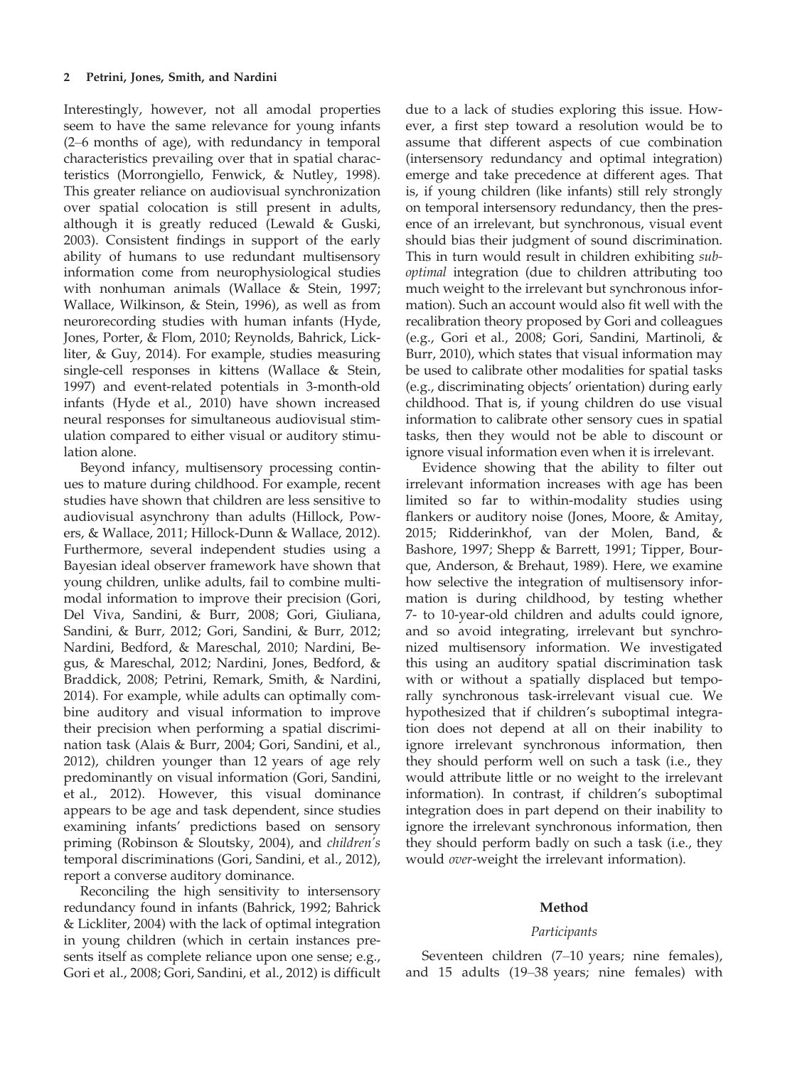Interestingly, however, not all amodal properties seem to have the same relevance for young infants (2–6 months of age), with redundancy in temporal characteristics prevailing over that in spatial characteristics (Morrongiello, Fenwick, & Nutley, 1998). This greater reliance on audiovisual synchronization over spatial colocation is still present in adults, although it is greatly reduced (Lewald & Guski, 2003). Consistent findings in support of the early ability of humans to use redundant multisensory information come from neurophysiological studies with nonhuman animals (Wallace & Stein, 1997; Wallace, Wilkinson, & Stein, 1996), as well as from neurorecording studies with human infants (Hyde, Jones, Porter, & Flom, 2010; Reynolds, Bahrick, Lickliter, & Guy, 2014). For example, studies measuring single-cell responses in kittens (Wallace & Stein, 1997) and event-related potentials in 3-month-old infants (Hyde et al., 2010) have shown increased neural responses for simultaneous audiovisual stimulation compared to either visual or auditory stimulation alone.

Beyond infancy, multisensory processing continues to mature during childhood. For example, recent studies have shown that children are less sensitive to audiovisual asynchrony than adults (Hillock, Powers, & Wallace, 2011; Hillock-Dunn & Wallace, 2012). Furthermore, several independent studies using a Bayesian ideal observer framework have shown that young children, unlike adults, fail to combine multimodal information to improve their precision (Gori, Del Viva, Sandini, & Burr, 2008; Gori, Giuliana, Sandini, & Burr, 2012; Gori, Sandini, & Burr, 2012; Nardini, Bedford, & Mareschal, 2010; Nardini, Begus, & Mareschal, 2012; Nardini, Jones, Bedford, & Braddick, 2008; Petrini, Remark, Smith, & Nardini, 2014). For example, while adults can optimally combine auditory and visual information to improve their precision when performing a spatial discrimination task (Alais & Burr, 2004; Gori, Sandini, et al., 2012), children younger than 12 years of age rely predominantly on visual information (Gori, Sandini, et al., 2012). However, this visual dominance appears to be age and task dependent, since studies examining infants' predictions based on sensory priming (Robinson & Sloutsky, 2004), and *children's* temporal discriminations (Gori, Sandini, et al., 2012), report a converse auditory dominance.

Reconciling the high sensitivity to intersensory redundancy found in infants (Bahrick, 1992; Bahrick & Lickliter, 2004) with the lack of optimal integration in young children (which in certain instances presents itself as complete reliance upon one sense; e.g., Gori et al., 2008; Gori, Sandini, et al., 2012) is difficult due to a lack of studies exploring this issue. However, a first step toward a resolution would be to assume that different aspects of cue combination (intersensory redundancy and optimal integration) emerge and take precedence at different ages. That is, if young children (like infants) still rely strongly on temporal intersensory redundancy, then the presence of an irrelevant, but synchronous, visual event should bias their judgment of sound discrimination. This in turn would result in children exhibiting *suboptimal* integration (due to children attributing too much weight to the irrelevant but synchronous information). Such an account would also fit well with the recalibration theory proposed by Gori and colleagues (e.g., Gori et al., 2008; Gori, Sandini, Martinoli, & Burr, 2010), which states that visual information may be used to calibrate other modalities for spatial tasks (e.g., discriminating objects' orientation) during early childhood. That is, if young children do use visual information to calibrate other sensory cues in spatial tasks, then they would not be able to discount or ignore visual information even when it is irrelevant.

Evidence showing that the ability to filter out irrelevant information increases with age has been limited so far to within-modality studies using flankers or auditory noise (Jones, Moore, & Amitay, 2015; Ridderinkhof, van der Molen, Band, & Bashore, 1997; Shepp & Barrett, 1991; Tipper, Bourque, Anderson, & Brehaut, 1989). Here, we examine how selective the integration of multisensory information is during childhood, by testing whether 7- to 10-year-old children and adults could ignore, and so avoid integrating, irrelevant but synchronized multisensory information. We investigated this using an auditory spatial discrimination task with or without a spatially displaced but temporally synchronous task-irrelevant visual cue. We hypothesized that if children's suboptimal integration does not depend at all on their inability to ignore irrelevant synchronous information, then they should perform well on such a task (i.e., they would attribute little or no weight to the irrelevant information). In contrast, if children's suboptimal integration does in part depend on their inability to ignore the irrelevant synchronous information, then they should perform badly on such a task (i.e., they would *over*-weight the irrelevant information).

## Method

### Participants

Seventeen children (7–10 years; nine females), and 15 adults (19–38 years; nine females) with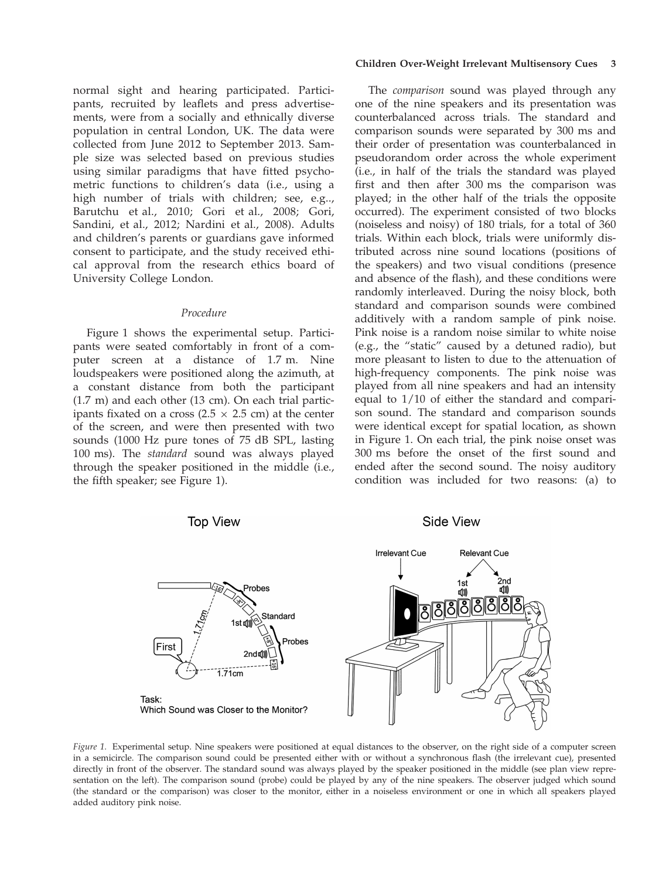normal sight and hearing participated. Participants, recruited by leaflets and press advertisements, were from a socially and ethnically diverse population in central London, UK. The data were collected from June 2012 to September 2013. Sample size was selected based on previous studies using similar paradigms that have fitted psychometric functions to children's data (i.e., using a high number of trials with children; see, e.g.., Barutchu et al., 2010; Gori et al., 2008; Gori, Sandini, et al., 2012; Nardini et al., 2008). Adults and children's parents or guardians gave informed consent to participate, and the study received ethical approval from the research ethics board of University College London.

### *Procedure*

Figure 1 shows the experimental setup. Participants were seated comfortably in front of a computer screen at a distance of 1.7 m. Nine loudspeakers were positioned along the azimuth, at a constant distance from both the participant (1.7 m) and each other (13 cm). On each trial participants fixated on a cross (2.5 × 2.5 cm) at the center of the screen, and were then presented with two sounds (1000 Hz pure tones of 75 dB SPL, lasting 100 ms). The *standard* sound was always played through the speaker positioned in the middle (i.e., the fifth speaker; see Figure 1).

The *comparison* sound was played through any one of the nine speakers and its presentation was counterbalanced across trials. The standard and comparison sounds were separated by 300 ms and their order of presentation was counterbalanced in pseudorandom order across the whole experiment (i.e., in half of the trials the standard was played first and then after 300 ms the comparison was played; in the other half of the trials the opposite occurred). The experiment consisted of two blocks (noiseless and noisy) of 180 trials, for a total of 360 trials. Within each block, trials were uniformly distributed across nine sound locations (positions of the speakers) and two visual conditions (presence and absence of the flash), and these conditions were randomly interleaved. During the noisy block, both standard and comparison sounds were combined additively with a random sample of pink noise. Pink noise is a random noise similar to white noise (e.g., the "static" caused by a detuned radio), but more pleasant to listen to due to the attenuation of high-frequency components. The pink noise was played from all nine speakers and had an intensity equal to 1/10 of either the standard and comparison sound. The standard and comparison sounds were identical except for spatial location, as shown in Figure 1. On each trial, the pink noise onset was 300 ms before the onset of the first sound and ended after the second sound. The noisy auditory condition was included for two reasons: (a) to

*Figure 1.* Experimental setup. Nine speakers were positioned at equal distances to the observer, on the right side of a computer screen in a semicircle. The comparison sound could be presented either with or without a synchronous flash (the irrelevant cue), presented directly in front of the observer. The standard sound was always played by the speaker positioned in the middle (see plan view representation on the left). The comparison sound (probe) could be played by any of the nine speakers. The observer judged which sound (the standard or the comparison) was closer to the monitor, either in a noiseless environment or one in which all speakers played added auditory pink noise.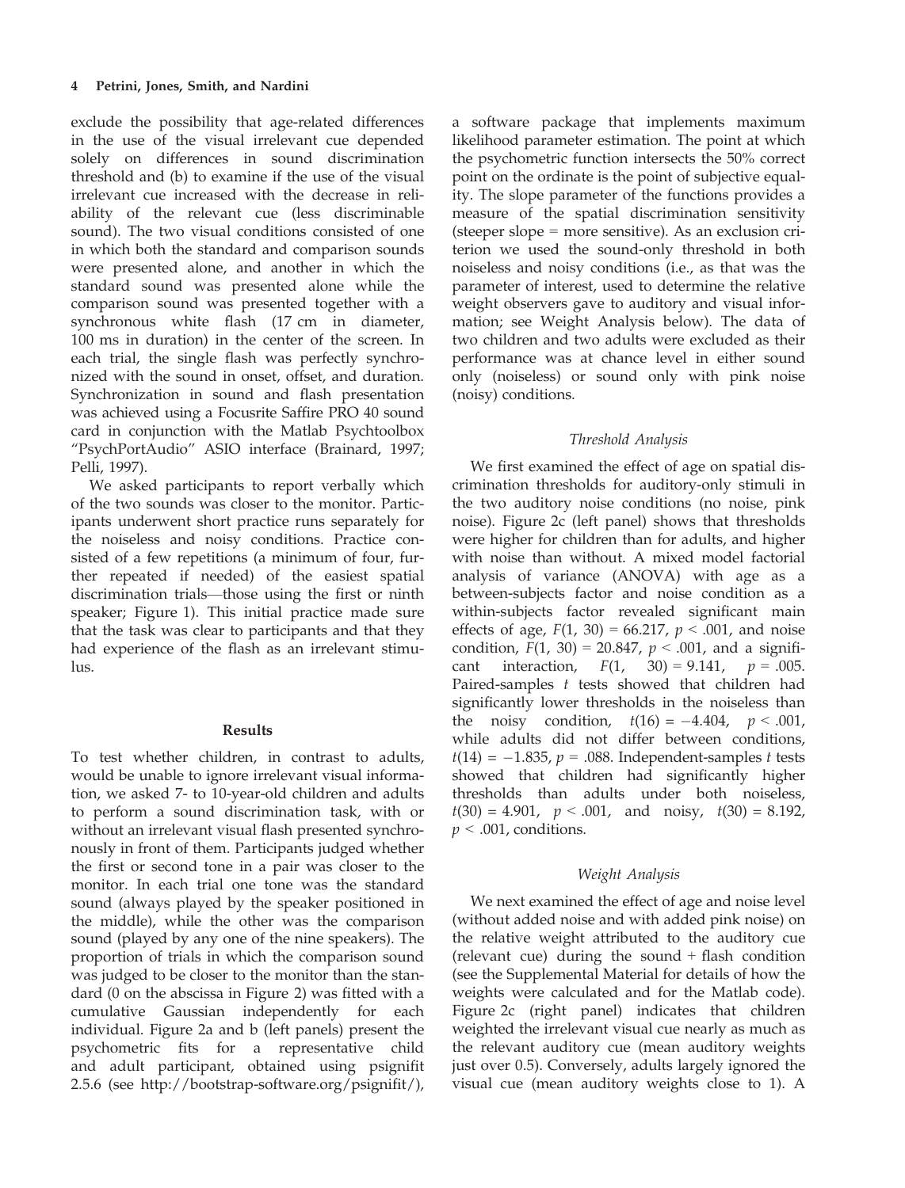exclude the possibility that age-related differences in the use of the visual irrelevant cue depended solely on differences in sound discrimination threshold and (b) to examine if the use of the visual irrelevant cue increased with the decrease in reliability of the relevant cue (less discriminable sound). The two visual conditions consisted of one in which both the standard and comparison sounds were presented alone, and another in which the standard sound was presented alone while the comparison sound was presented together with a synchronous white flash (17 cm in diameter, 100 ms in duration) in the center of the screen. In each trial, the single flash was perfectly synchronized with the sound in onset, offset, and duration. Synchronization in sound and flash presentation was achieved using a Focusrite Saffire PRO 40 sound card in conjunction with the Matlab Psychtoolbox "PsychPortAudio" ASIO interface (Brainard, 1997; Pelli, 1997).

We asked participants to report verbally which of the two sounds was closer to the monitor. Participants underwent short practice runs separately for the noiseless and noisy conditions. Practice consisted of a few repetitions (a minimum of four, further repeated if needed) of the easiest spatial discrimination trials—those using the first or ninth speaker; Figure 1). This initial practice made sure that the task was clear to participants and that they had experience of the flash as an irrelevant stimulus.

## Results

To test whether children, in contrast to adults, would be unable to ignore irrelevant visual information, we asked 7- to 10-year-old children and adults to perform a sound discrimination task, with or without an irrelevant visual flash presented synchronously in front of them. Participants judged whether the first or second tone in a pair was closer to the monitor. In each trial one tone was the standard sound (always played by the speaker positioned in the middle), while the other was the comparison sound (played by any one of the nine speakers). The proportion of trials in which the comparison sound was judged to be closer to the monitor than the standard (0 on the abscissa in Figure 2) was fitted with a cumulative Gaussian independently for each individual. Figure 2a and b (left panels) present the psychometric fits for a representative child and adult participant, obtained using psignifit 2.5.6 (see http://bootstrap-software.org/psignifit/), a software package that implements maximum likelihood parameter estimation. The point at which the psychometric function intersects the 50% correct point on the ordinate is the point of subjective equality. The slope parameter of the functions provides a measure of the spatial discrimination sensitivity (steeper slope = more sensitive). As an exclusion criterion we used the sound-only threshold in both noiseless and noisy conditions (i.e., as that was the parameter of interest, used to determine the relative weight observers gave to auditory and visual information; see Weight Analysis below). The data of two children and two adults were excluded as their performance was at chance level in either sound only (noiseless) or sound only with pink noise (noisy) conditions.

### *Threshold Analysis*

We first examined the effect of age on spatial discrimination thresholds for auditory-only stimuli in the two auditory noise conditions (no noise, pink noise). Figure 2c (left panel) shows that thresholds were higher for children than for adults, and higher with noise than without. A mixed model factorial analysis of variance (ANOVA) with age as a between-subjects factor and noise condition as a within-subjects factor revealed significant main effects of age, $F(1, 30) = 66.217$, $p < .001$, and noise condition, $F(1, 30) = 20.847$, $p < .001$, and a significant interaction, $F(1, 30) = 9.141$, $p = .005$. Paired-samples *t* tests showed that children had significantly lower thresholds in the noiseless than the noisy condition, $t(16) = -4.404$, $p < .001$, while adults did not differ between conditions, $t(14) = -1.835$, $p = .088$. Independent-samples *t* tests showed that children had significantly higher thresholds than adults under both noiseless, $t(30) = 4.901$, $p < .001$, and noisy, $t(30) = 8.192$, $p < .001$, conditions.

### *Weight Analysis*

We next examined the effect of age and noise level (without added noise and with added pink noise) on the relative weight attributed to the auditory cue (relevant cue) during the sound + flash condition (see the Supplemental Material for details of how the weights were calculated and for the Matlab code). Figure 2c (right panel) indicates that children weighted the irrelevant visual cue nearly as much as the relevant auditory cue (mean auditory weights just over 0.5). Conversely, adults largely ignored the visual cue (mean auditory weights close to 1). A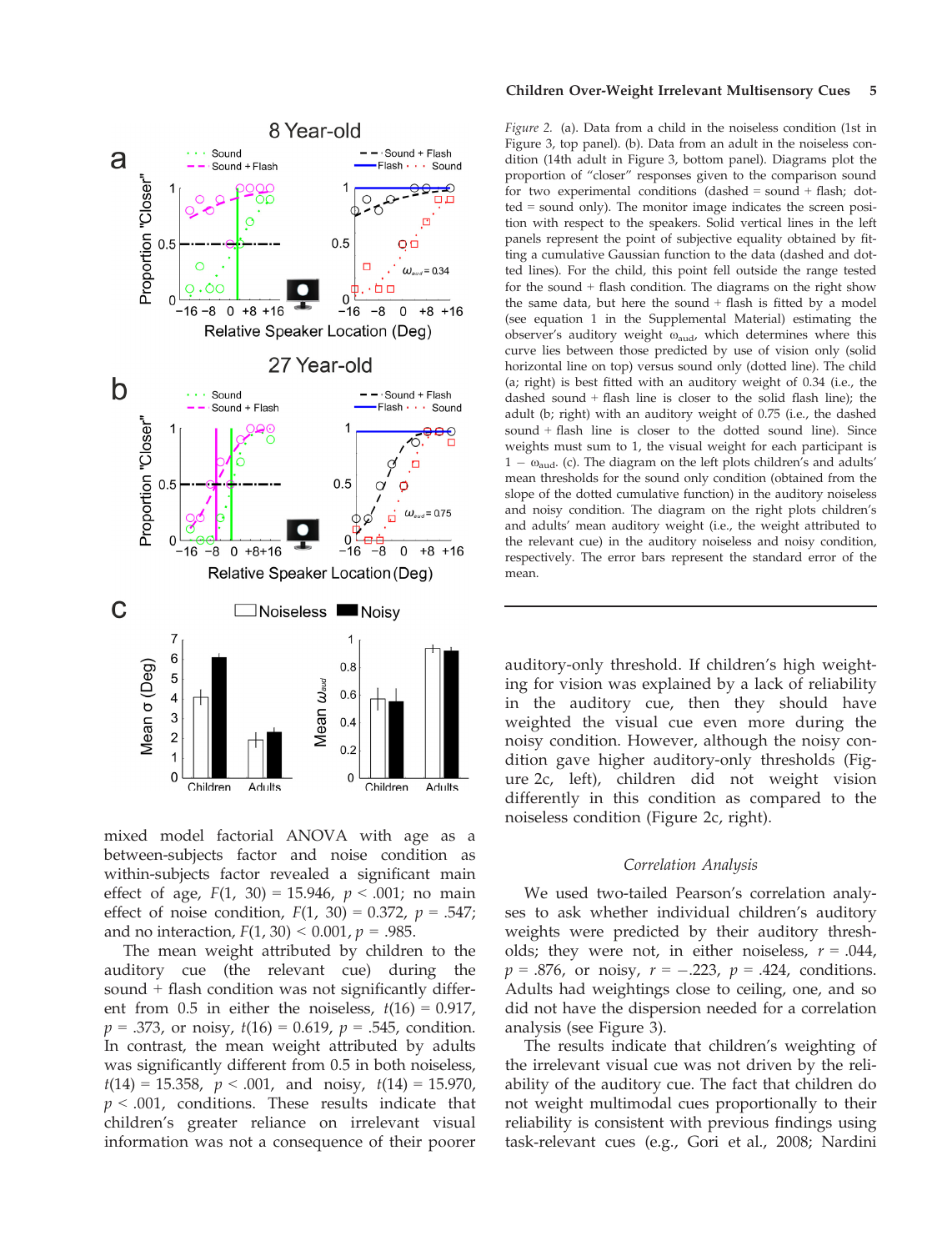Figure 2. (a). Data from a child in the noiseless condition (1st in Figure 3, top panel). (b). Data from an adult in the noiseless condition (14th adult in Figure 3, bottom panel). Diagrams plot the proportion of "closer" responses given to the comparison sound for two experimental conditions (dashed = sound + flash; dotted = sound only). The monitor image indicates the screen position with respect to the speakers. Solid vertical lines in the left panels represent the point of subjective equality obtained by fitting a cumulative Gaussian function to the data (dashed and dotted lines). For the child, this point fell outside the range tested for the sound + flash condition. The diagrams on the right show the same data, but here the sound + flash is fitted by a model (see equation 1 in the Supplemental Material) estimating the observer's auditory weight $\omega_{aud}$, which determines where this curve lies between those predicted by use of vision only (solid horizontal line on top) versus sound only (dotted line). The child (a; right) is best fitted with an auditory weight of 0.34 (i.e., the dashed sound + flash line is closer to the solid flash line); the adult (b; right) with an auditory weight of 0.75 (i.e., the dashed sound + flash line is closer to the dotted sound line). Since weights must sum to 1, the visual weight for each participant is $1 - \omega_{aud}$. (c). The diagram on the left plots children's and adults' mean thresholds for the sound only condition (obtained from the slope of the dotted cumulative function) in the auditory noiseless and noisy condition. The diagram on the right plots children's and adults' mean auditory weight (i.e., the weight attributed to the relevant cue) in the auditory noiseless and noisy condition, respectively. The error bars represent the standard error of the mean.

mixed model factorial ANOVA with age as a between-subjects factor and noise condition as within-subjects factor revealed a significant main effect of age, $F(1, 30) = 15.946$, $p < .001$; no main effect of noise condition, $F(1, 30) = 0.372$, $p = .547$; and no interaction, $F(1, 30) < 0.001$, $p = .985$.

The mean weight attributed by children to the auditory cue (the relevant cue) during the sound + flash condition was not significantly different from 0.5 in either the noiseless, $t(16) = 0.917$, $p = .373$, or noisy, $t(16) = 0.619$, $p = .545$, condition. In contrast, the mean weight attributed by adults was significantly different from 0.5 in both noiseless, $t(14) = 15.358$, $p < .001$, and noisy, $t(14) = 15.970$, $p < .001$, conditions. These results indicate that children's greater reliance on irrelevant visual information was not a consequence of their poorer auditory-only threshold. If children's high weighting for vision was explained by a lack of reliability in the auditory cue, then they should have weighted the visual cue even more during the noisy condition. However, although the noisy condition gave higher auditory-only thresholds (Figure 2c, left), children did not weight vision differently in this condition as compared to the noiseless condition (Figure 2c, right).

### *Correlation Analysis*

We used two-tailed Pearson's correlation analyses to ask whether individual children's auditory weights were predicted by their auditory thresholds; they were not, in either noiseless, $r = .044$, $p = .876$, or noisy, $r = -.223$, $p = .424$, conditions. Adults had weightings close to ceiling, one, and so did not have the dispersion needed for a correlation analysis (see Figure 3).

The results indicate that children's weighting of the irrelevant visual cue was not driven by the reliability of the auditory cue. The fact that children do not weight multimodal cues proportionally to their reliability is consistent with previous findings using task-relevant cues (e.g., Gori et al., 2008; Nardini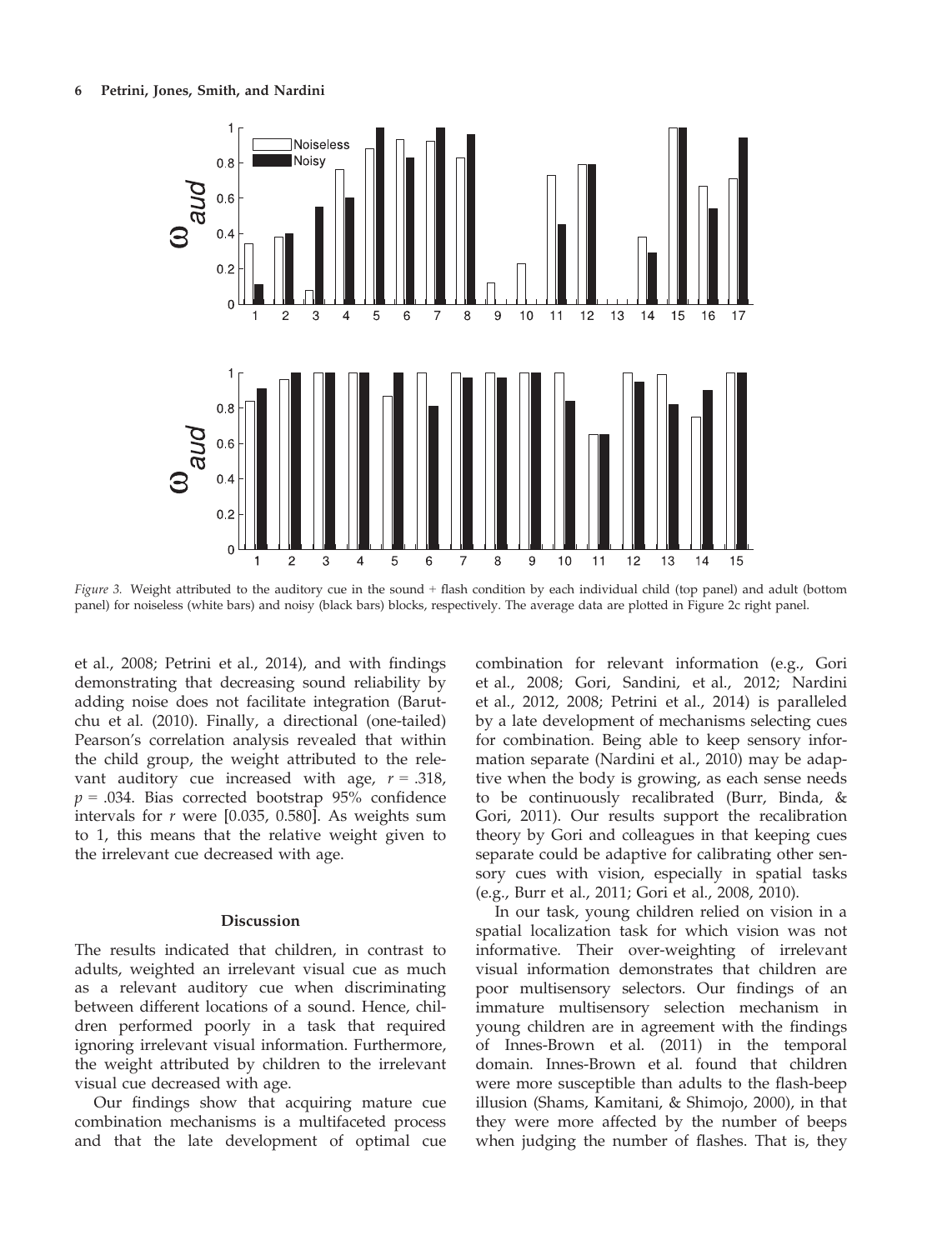*Figure 3.* Weight attributed to the auditory cue in the sound + flash condition by each individual child (top panel) and adult (bottom panel) for noiseless (white bars) and noisy (black bars) blocks, respectively. The average data are plotted in Figure 2c right panel.

et al., 2008; Petrini et al., 2014), and with findings demonstrating that decreasing sound reliability by adding noise does not facilitate integration (Barutchu et al. (2010). Finally, a directional (one-tailed) Pearson's correlation analysis revealed that within the child group, the weight attributed to the relevant auditory cue increased with age, $r = .318$, $p = .034$. Bias corrected bootstrap 95% confidence intervals for $r$ were [0.035, 0.580]. As weights sum to 1, this means that the relative weight given to the irrelevant cue decreased with age.

## Discussion

The results indicated that children, in contrast to adults, weighted an irrelevant visual cue as much as a relevant auditory cue when discriminating between different locations of a sound. Hence, children performed poorly in a task that required ignoring irrelevant visual information. Furthermore, the weight attributed by children to the irrelevant visual cue decreased with age.

Our findings show that acquiring mature cue combination mechanisms is a multifaceted process and that the late development of optimal cue combination for relevant information (e.g., Gori et al., 2008; Gori, Sandini, et al., 2012; Nardini et al., 2012, 2008; Petrini et al., 2014) is paralleled by a late development of mechanisms selecting cues for combination. Being able to keep sensory information separate (Nardini et al., 2010) may be adaptive when the body is growing, as each sense needs to be continuously recalibrated (Burr, Binda, & Gori, 2011). Our results support the recalibration theory by Gori and colleagues in that keeping cues separate could be adaptive for calibrating other sensory cues with vision, especially in spatial tasks (e.g., Burr et al., 2011; Gori et al., 2008, 2010).

In our task, young children relied on vision in a spatial localization task for which vision was not informative. Their over-weighting of irrelevant visual information demonstrates that children are poor multisensory selectors. Our findings of an immature multisensory selection mechanism in young children are in agreement with the findings of Innes-Brown et al. (2011) in the temporal domain. Innes-Brown et al. found that children were more susceptible than adults to the flash-beep illusion (Shams, Kamitani, & Shimojo, 2000), in that they were more affected by the number of beeps when judging the number of flashes. That is, they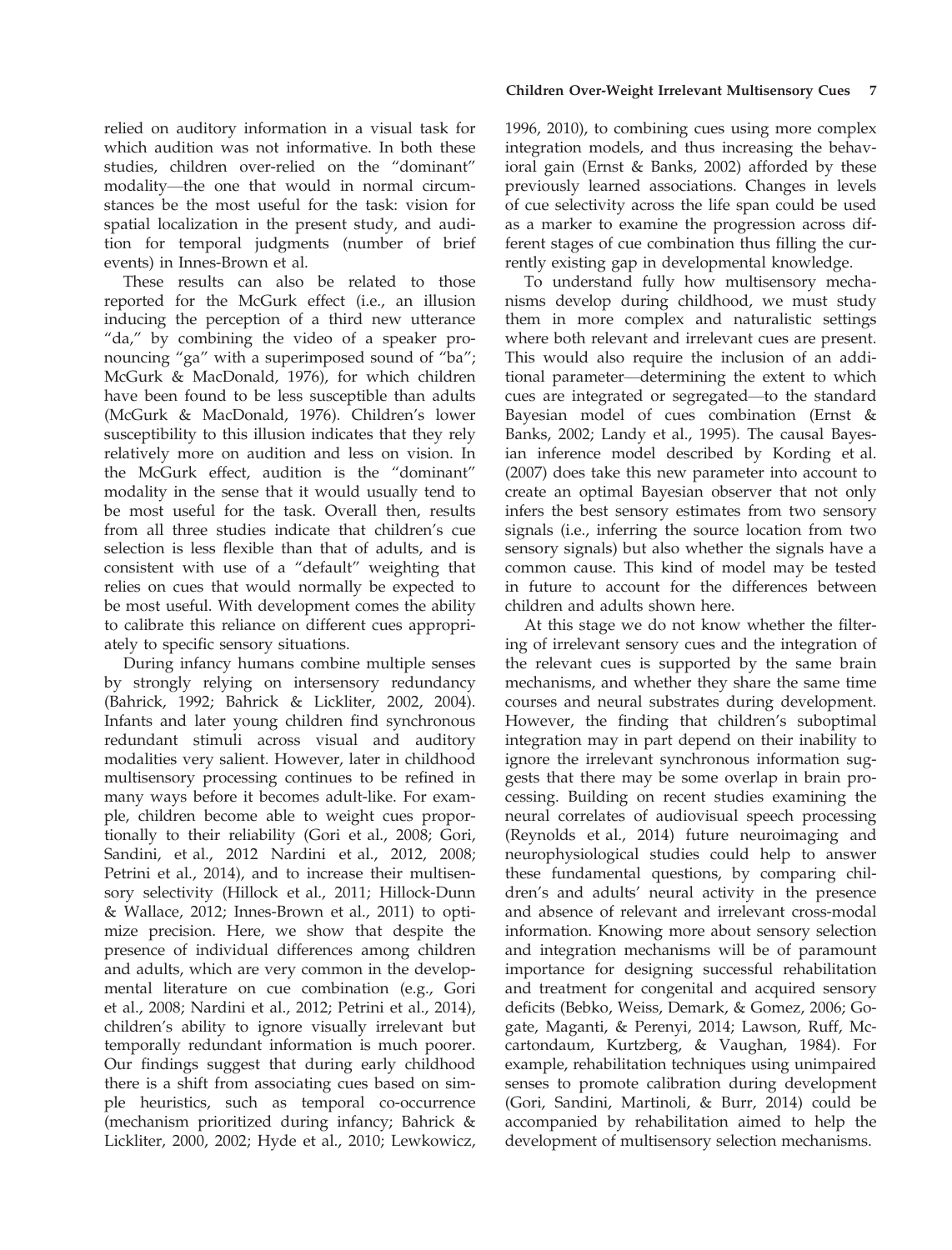relied on auditory information in a visual task for which audition was not informative. In both these studies, children over-relied on the "dominant" modality—the one that would in normal circumstances be the most useful for the task: vision for spatial localization in the present study, and audition for temporal judgments (number of brief events) in Innes-Brown et al.

These results can also be related to those reported for the McGurk effect (i.e., an illusion inducing the perception of a third new utterance "da," by combining the video of a speaker pronouncing "ga" with a superimposed sound of "ba"; McGurk & MacDonald, 1976), for which children have been found to be less susceptible than adults (McGurk & MacDonald, 1976). Children's lower susceptibility to this illusion indicates that they rely relatively more on audition and less on vision. In the McGurk effect, audition is the "dominant" modality in the sense that it would usually tend to be most useful for the task. Overall then, results from all three studies indicate that children's cue selection is less flexible than that of adults, and is consistent with use of a "default" weighting that relies on cues that would normally be expected to be most useful. With development comes the ability to calibrate this reliance on different cues appropriately to specific sensory situations.

During infancy humans combine multiple senses by strongly relying on intersensory redundancy (Bahrick, 1992; Bahrick & Lickliter, 2002, 2004). Infants and later young children find synchronous redundant stimuli across visual and auditory modalities very salient. However, later in childhood multisensory processing continues to be refined in many ways before it becomes adult-like. For example, children become able to weight cues proportionally to their reliability (Gori et al., 2008; Gori, Sandini, et al., 2012 Nardini et al., 2012, 2008; Petrini et al., 2014), and to increase their multisensory selectivity (Hillock et al., 2011; Hillock-Dunn & Wallace, 2012; Innes-Brown et al., 2011) to optimize precision. Here, we show that despite the presence of individual differences among children and adults, which are very common in the developmental literature on cue combination (e.g., Gori et al., 2008; Nardini et al., 2012; Petrini et al., 2014), children's ability to ignore visually irrelevant but temporally redundant information is much poorer. Our findings suggest that during early childhood there is a shift from associating cues based on simple heuristics, such as temporal co-occurrence (mechanism prioritized during infancy; Bahrick & Lickliter, 2000, 2002; Hyde et al., 2010; Lewkowicz, 1996, 2010), to combining cues using more complex integration models, and thus increasing the behavioral gain (Ernst & Banks, 2002) afforded by these previously learned associations. Changes in levels of cue selectivity across the life span could be used as a marker to examine the progression across different stages of cue combination thus filling the currently existing gap in developmental knowledge.

To understand fully how multisensory mechanisms develop during childhood, we must study them in more complex and naturalistic settings where both relevant and irrelevant cues are present. This would also require the inclusion of an additional parameter—determining the extent to which cues are integrated or segregated—to the standard Bayesian model of cues combination (Ernst & Banks, 2002; Landy et al., 1995). The causal Bayesian inference model described by Kording et al. (2007) does take this new parameter into account to create an optimal Bayesian observer that not only infers the best sensory estimates from two sensory signals (i.e., inferring the source location from two sensory signals) but also whether the signals have a common cause. This kind of model may be tested in future to account for the differences between children and adults shown here.

At this stage we do not know whether the filtering of irrelevant sensory cues and the integration of the relevant cues is supported by the same brain mechanisms, and whether they share the same time courses and neural substrates during development. However, the finding that children's suboptimal integration may in part depend on their inability to ignore the irrelevant synchronous information suggests that there may be some overlap in brain processing. Building on recent studies examining the neural correlates of audiovisual speech processing (Reynolds et al., 2014) future neuroimaging and neurophysiological studies could help to answer these fundamental questions, by comparing children's and adults' neural activity in the presence and absence of relevant and irrelevant cross-modal information. Knowing more about sensory selection and integration mechanisms will be of paramount importance for designing successful rehabilitation and treatment for congenital and acquired sensory deficits (Bebko, Weiss, Demark, & Gomez, 2006; Gogate, Maganti, & Perenyi, 2014; Lawson, Ruff, Mccartondaum, Kurtzberg, & Vaughan, 1984). For example, rehabilitation techniques using unimpaired senses to promote calibration during development (Gori, Sandini, Martinoli, & Burr, 2014) could be accompanied by rehabilitation aimed to help the development of multisensory selection mechanisms.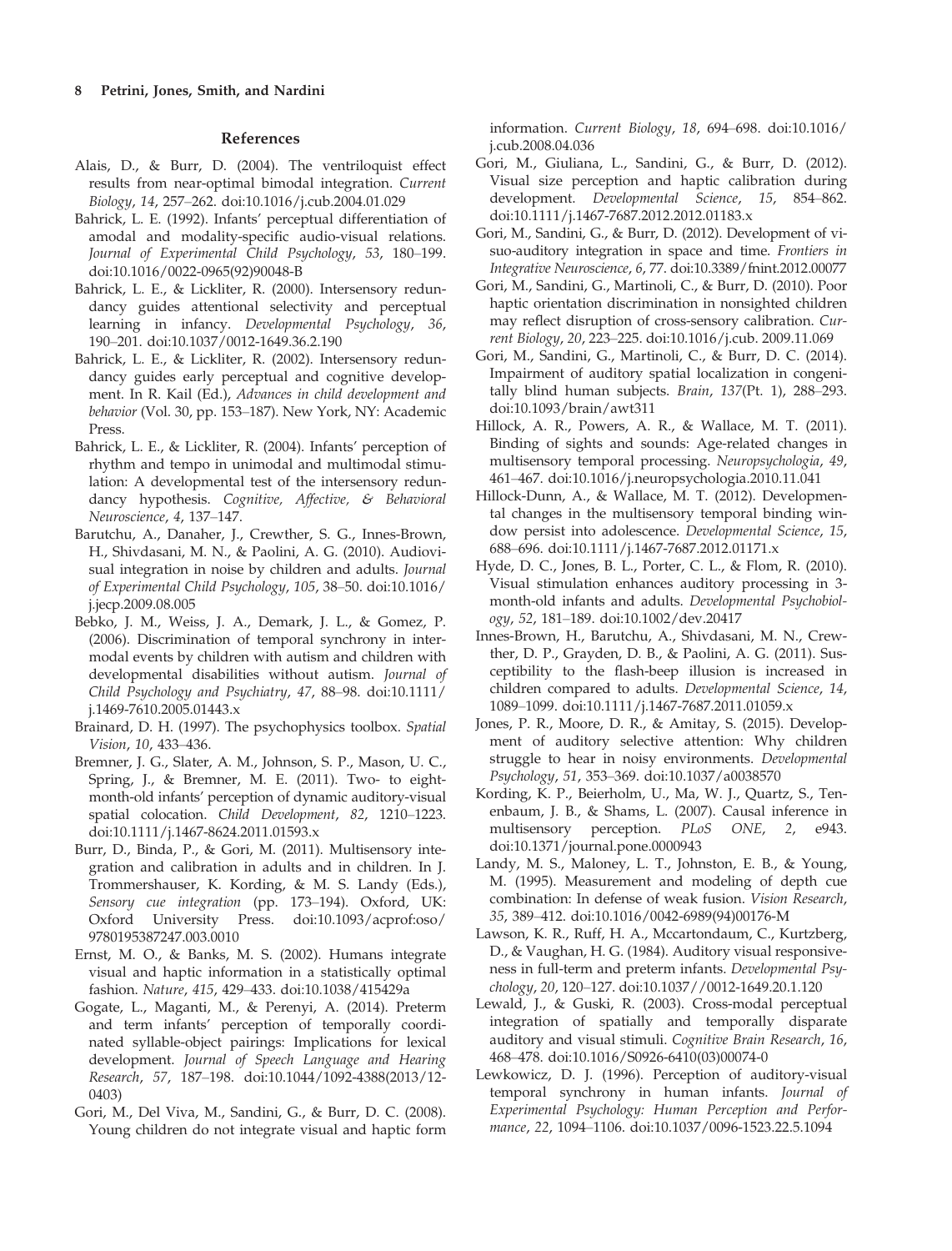## References

Alais, D., & Burr, D. (2004). The ventriloquist effect results from near-optimal bimodal integration. *Current Biology*, *14*, 257–262. doi:10.1016/j.cub.2004.01.029

Bahrick, L. E. (1992). Infants' perceptual differentiation of amodal and modality-specific audio-visual relations. *Journal of Experimental Child Psychology*, *53*, 180–199. doi:10.1016/0022-0965(92)90048-B

Bahrick, L. E., & Lickliter, R. (2000). Intersensory redundancy guides attentional selectivity and perceptual learning in infancy. *Developmental Psychology*, *36*, 190–201. doi:10.1037/0012-1649.36.2.190

Bahrick, L. E., & Lickliter, R. (2002). Intersensory redundancy guides early perceptual and cognitive development. In R. Kail (Ed.), *Advances in child development and behavior* (Vol. 30, pp. 153–187). New York, NY: Academic Press.

Bahrick, L. E., & Lickliter, R. (2004). Infants' perception of rhythm and tempo in unimodal and multimodal stimulation: A developmental test of the intersensory redundancy hypothesis. *Cognitive, Affective, & Behavioral Neuroscience*, *4*, 137–147.

Barutchu, A., Danaher, J., Crewther, S. G., Innes-Brown, H., Shivdasani, M. N., & Paolini, A. G. (2010). Audiovisual integration in noise by children and adults. *Journal of Experimental Child Psychology*, *105*, 38–50. doi:10.1016/j.jecp.2009.08.005

Bebko, J. M., Weiss, J. A., Demark, J. L., & Gomez, P. (2006). Discrimination of temporal synchrony in intermodal events by children with autism and children with developmental disabilities without autism. *Journal of Child Psychology and Psychiatry*, *47*, 88–98. doi:10.1111/j.1469-7610.2005.01443.x

Brainard, D. H. (1997). The psychophysics toolbox. *Spatial Vision*, *10*, 433–436.

Bremner, J. G., Slater, A. M., Johnson, S. P., Mason, U. C., Spring, J., & Bremner, M. E. (2011). Two- to eight-month-old infants' perception of dynamic auditory-visual spatial colocation. *Child Development*, *82*, 1210–1223. doi:10.1111/j.1467-8624.2011.01593.x

Burr, D., Binda, P., & Gori, M. (2011). Multisensory integration and calibration in adults and in children. In J. Trommershauser, K. Kording, & M. S. Landy (Eds.), *Sensory cue integration* (pp. 173–194). Oxford, UK: Oxford University Press. doi:10.1093/acprof:oso/9780195387247.003.0010

Ernst, M. O., & Banks, M. S. (2002). Humans integrate visual and haptic information in a statistically optimal fashion. *Nature*, *415*, 429–433. doi:10.1038/415429a

Gogate, L., Maganti, M., & Perenyi, A. (2014). Preterm and term infants' perception of temporally coordinated syllable-object pairings: Implications for lexical development. *Journal of Speech Language and Hearing Research*, *57*, 187–198. doi:10.1044/1092-4388(2013/12-0403)

Gori, M., Del Viva, M., Sandini, G., & Burr, D. C. (2008). Young children do not integrate visual and haptic form information. *Current Biology*, *18*, 694–698. doi:10.1016/j.cub.2008.04.036

Gori, M., Giuliana, L., Sandini, G., & Burr, D. (2012). Visual size perception and haptic calibration during development. *Developmental Science*, *15*, 854–862. doi:10.1111/j.1467-7687.2012.2012.01183.x

Gori, M., Sandini, G., & Burr, D. (2012). Development of visuo-auditory integration in space and time. *Frontiers in Integrative Neuroscience*, *6*, 77. doi:10.3389/fnint.2012.00077

Gori, M., Sandini, G., Martinoli, C., & Burr, D. (2010). Poor haptic orientation discrimination in nonsighted children may reflect disruption of cross-sensory calibration. *Current Biology*, *20*, 223–225. doi:10.1016/j.cub. 2009.11.069

Gori, M., Sandini, G., Martinoli, C., & Burr, D. C. (2014). Impairment of auditory spatial localization in congenitally blind human subjects. *Brain*, *137*(Pt. 1), 288–293. doi:10.1093/brain/awt311

Hillock, A. R., Powers, A. R., & Wallace, M. T. (2011). Binding of sights and sounds: Age-related changes in multisensory temporal processing. *Neuropsychologia*, *49*, 461–467. doi:10.1016/j.neuropsychologia.2010.11.041

Hillock-Dunn, A., & Wallace, M. T. (2012). Developmental changes in the multisensory temporal binding window persist into adolescence. *Developmental Science*, *15*, 688–696. doi:10.1111/j.1467-7687.2012.01171.x

Hyde, D. C., Jones, B. L., Porter, C. L., & Flom, R. (2010). Visual stimulation enhances auditory processing in 3-month-old infants and adults. *Developmental Psychobiology*, *52*, 181–189. doi:10.1002/dev.20417

Innes-Brown, H., Barutchu, A., Shivdasani, M. N., Crewther, D. P., Grayden, D. B., & Paolini, A. G. (2011). Susceptibility to the flash-beep illusion is increased in children compared to adults. *Developmental Science*, *14*, 1089–1099. doi:10.1111/j.1467-7687.2011.01059.x

Jones, P. R., Moore, D. R., & Amitay, S. (2015). Development of auditory selective attention: Why children struggle to hear in noisy environments. *Developmental Psychology*, *51*, 353–369. doi:10.1037/a0038570

Kording, K. P., Beierholm, U., Ma, W. J., Quartz, S., Tenenbaum, J. B., & Shams, L. (2007). Causal inference in multisensory perception. *PLoS ONE*, *2*, e943. doi:10.1371/journal.pone.0000943

Landy, M. S., Maloney, L. T., Johnston, E. B., & Young, M. (1995). Measurement and modeling of depth cue combination: In defense of weak fusion. *Vision Research*, *35*, 389–412. doi:10.1016/0042-6989(94)00176-M

Lawson, K. R., Ruff, H. A., Mccartondaum, C., Kurtzberg, D., & Vaughan, H. G. (1984). Auditory visual responsiveness in full-term and preterm infants. *Developmental Psychology*, *20*, 120–127. doi:10.1037//0012-1649.20.1.120

Lewald, J., & Guski, R. (2003). Cross-modal perceptual integration of spatially and temporally disparate auditory and visual stimuli. *Cognitive Brain Research*, *16*, 468–478. doi:10.1016/S0926-6410(03)00074-0

Lewkowicz, D. J. (1996). Perception of auditory-visual temporal synchrony in human infants. *Journal of Experimental Psychology: Human Perception and Performance*, *22*, 1094–1106. doi:10.1037/0096-1523.22.5.1094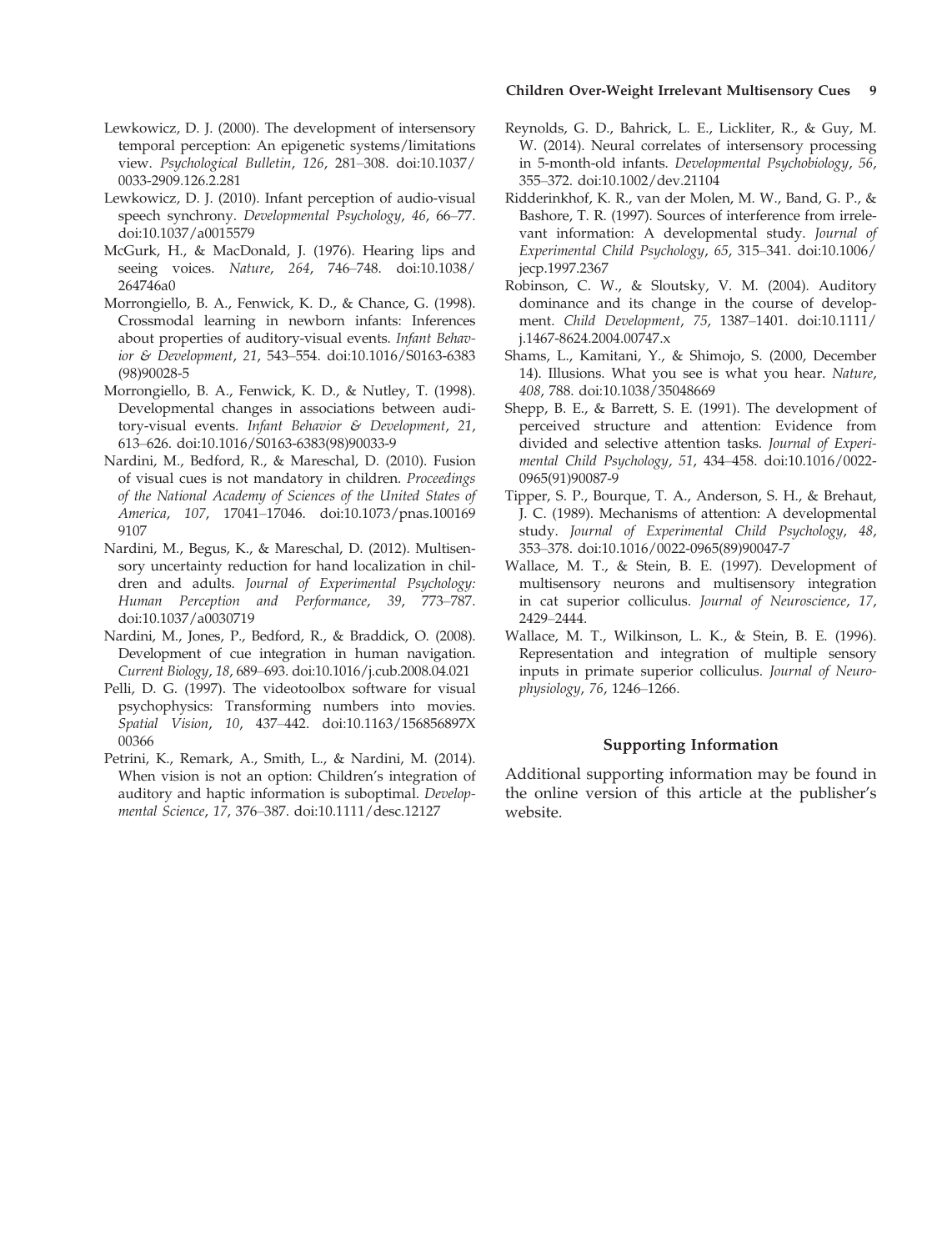Lewkowicz, D. J. (2000). The development of intersensory temporal perception: An epigenetic systems/limitations view. *Psychological Bulletin*, *126*, 281–308. doi:10.1037/0033-2909.126.2.281

Lewkowicz, D. J. (2010). Infant perception of audio-visual speech synchrony. *Developmental Psychology*, *46*, 66–77. doi:10.1037/a0015579

McGurk, H., & MacDonald, J. (1976). Hearing lips and seeing voices. *Nature*, *264*, 746–748. doi:10.1038/264746a0

Morrongiello, B. A., Fenwick, K. D., & Chance, G. (1998). Crossmodal learning in newborn infants: Inferences about properties of auditory-visual events. *Infant Behavior & Development*, *21*, 543–554. doi:10.1016/S0163-6383(98)90028-5

Morrongiello, B. A., Fenwick, K. D., & Nutley, T. (1998). Developmental changes in associations between auditory-visual events. *Infant Behavior & Development*, *21*, 613–626. doi:10.1016/S0163-6383(98)90033-9

Nardini, M., Bedford, R., & Mareschal, D. (2010). Fusion of visual cues is not mandatory in children. *Proceedings of the National Academy of Sciences of the United States of America*, *107*, 17041–17046. doi:10.1073/pnas.1001699107

Nardini, M., Begus, K., & Mareschal, D. (2012). Multisensory uncertainty reduction for hand localization in children and adults. *Journal of Experimental Psychology: Human Perception and Performance*, *39*, 773–787. doi:10.1037/a0030719

Nardini, M., Jones, P., Bedford, R., & Braddick, O. (2008). Development of cue integration in human navigation. *Current Biology*, *18*, 689–693. doi:10.1016/j.cub.2008.04.021

Pelli, D. G. (1997). The videotoolbox software for visual psychophysics: Transforming numbers into movies. *Spatial Vision*, *10*, 437–442. doi:10.1163/156856897X00366

Petrini, K., Remark, A., Smith, L., & Nardini, M. (2014). When vision is not an option: Children's integration of auditory and haptic information is suboptimal. *Developmental Science*, *17*, 376–387. doi:10.1111/desc.12127

Reynolds, G. D., Bahrick, L. E., Lickliter, R., & Guy, M. W. (2014). Neural correlates of intersensory processing in 5-month-old infants. *Developmental Psychobiology*, *56*, 355–372. doi:10.1002/dev.21104

Ridderinkhof, K. R., van der Molen, M. W., Band, G. P., & Bashore, T. R. (1997). Sources of interference from irrelevant information: A developmental study. *Journal of Experimental Child Psychology*, *65*, 315–341. doi:10.1006/jecp.1997.2367

Robinson, C. W., & Sloutsky, V. M. (2004). Auditory dominance and its change in the course of development. *Child Development*, *75*, 1387–1401. doi:10.1111/j.1467-8624.2004.00747.x

Shams, L., Kamitani, Y., & Shimojo, S. (2000, December 14). Illusions. What you see is what you hear. *Nature*, *408*, 788. doi:10.1038/35048669

Shepp, B. E., & Barrett, S. E. (1991). The development of perceived structure and attention: Evidence from divided and selective attention tasks. *Journal of Experimental Child Psychology*, *51*, 434–458. doi:10.1016/0022-0965(91)90087-9

Tipper, S. P., Bourque, T. A., Anderson, S. H., & Brehaut, J. C. (1989). Mechanisms of attention: A developmental study. *Journal of Experimental Child Psychology*, *48*, 353–378. doi:10.1016/0022-0965(89)90047-7

Wallace, M. T., & Stein, B. E. (1997). Development of multisensory neurons and multisensory integration in cat superior colliculus. *Journal of Neuroscience*, *17*, 2429–2444.

Wallace, M. T., Wilkinson, L. K., & Stein, B. E. (1996). Representation and integration of multiple sensory inputs in primate superior colliculus. *Journal of Neurophysiology*, *76*, 1246–1266.

## Supporting Information

Additional supporting information may be found in the online version of this article at the publisher's website.